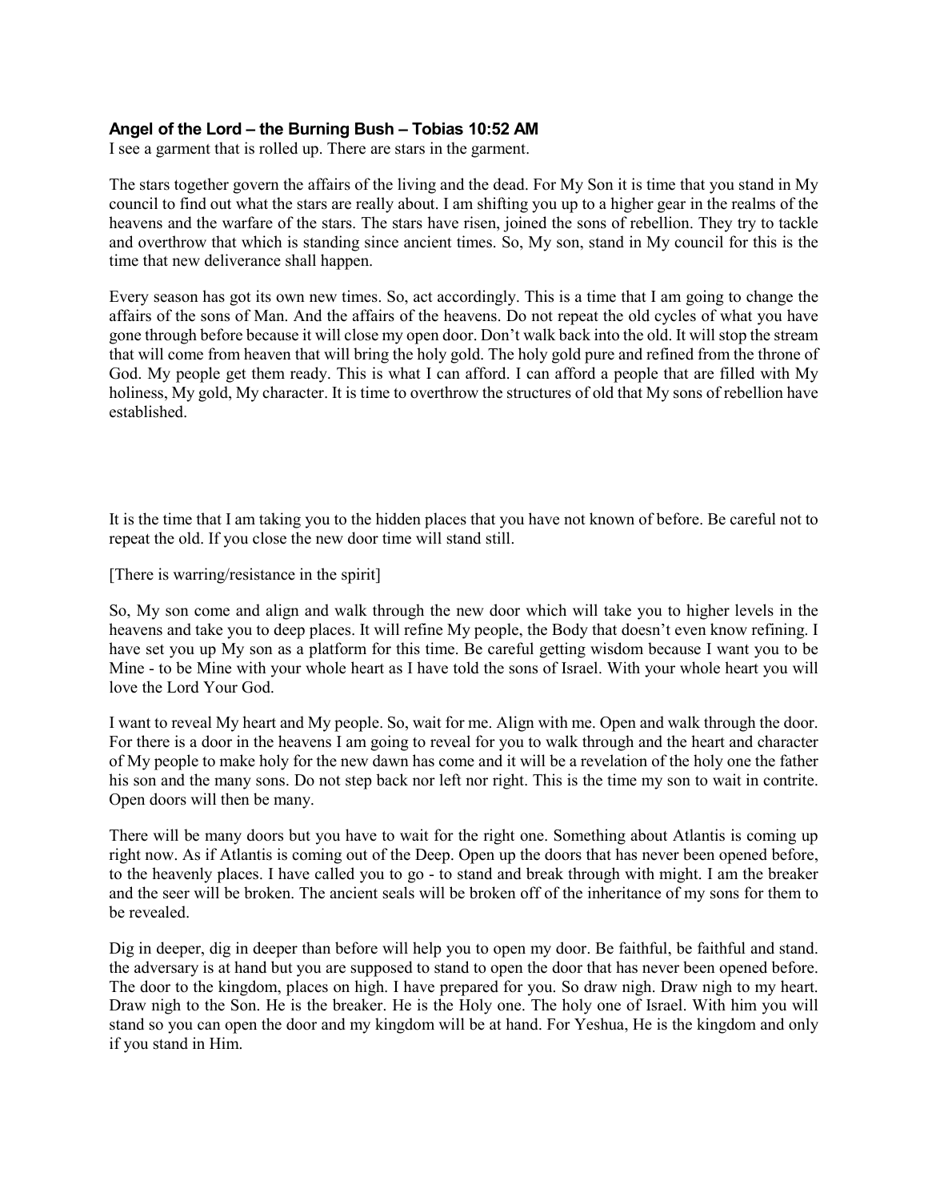**Angel of the Lord – the Burning Bush – Tobias 10:52 AM**

I see a garment that is rolled up. There are stars in the garment.

The stars together govern the affairs of the living and the dead. For My Son it is time that you stand in My council to find out what the stars are really about. I am shifting you up to a higher gear in the realms of the heavens and the warfare of the stars. The stars have risen, joined the sons of rebellion. They try to tackle and overthrow that which is standing since ancient times. So, My son, stand in My council for this is the time that new deliverance shall happen.

Every season has got its own new times. So, act accordingly. This is a time that I am going to change the affairs of the sons of Man. And the affairs of the heavens. Do not repeat the old cycles of what you have gone through before because it will close my open door. Don't walk back into the old. It will stop the stream that will come from heaven that will bring the holy gold. The holy gold pure and refined from the throne of God. My people get them ready. This is what I can afford. I can afford a people that are filled with My holiness, My gold, My character. It is time to overthrow the structures of old that My sons of rebellion have established.

It is the time that I am taking you to the hidden places that you have not known of before. Be careful not to repeat the old. If you close the new door time will stand still.

[There is warring/resistance in the spirit]

So, My son come and align and walk through the new door which will take you to higher levels in the heavens and take you to deep places. It will refine My people, the Body that doesn't even know refining. I have set you up My son as a platform for this time. Be careful getting wisdom because I want you to be Mine - to be Mine with your whole heart as I have told the sons of Israel. With your whole heart you will love the Lord Your God.

I want to reveal My heart and My people. So, wait for me. Align with me. Open and walk through the door. For there is a door in the heavens I am going to reveal for you to walk through and the heart and character of My people to make holy for the new dawn has come and it will be a revelation of the holy one the father his son and the many sons. Do not step back nor left nor right. This is the time my son to wait in contrite. Open doors will then be many.

There will be many doors but you have to wait for the right one. Something about Atlantis is coming up right now. As if Atlantis is coming out of the Deep. Open up the doors that has never been opened before, to the heavenly places. I have called you to go - to stand and break through with might. I am the breaker and the seer will be broken. The ancient seals will be broken off of the inheritance of my sons for them to be revealed.

Dig in deeper, dig in deeper than before will help you to open my door. Be faithful, be faithful and stand. the adversary is at hand but you are supposed to stand to open the door that has never been opened before. The door to the kingdom, places on high. I have prepared for you. So draw nigh. Draw nigh to my heart. Draw nigh to the Son. He is the breaker. He is the Holy one. The holy one of Israel. With him you will stand so you can open the door and my kingdom will be at hand. For Yeshua, He is the kingdom and only if you stand in Him.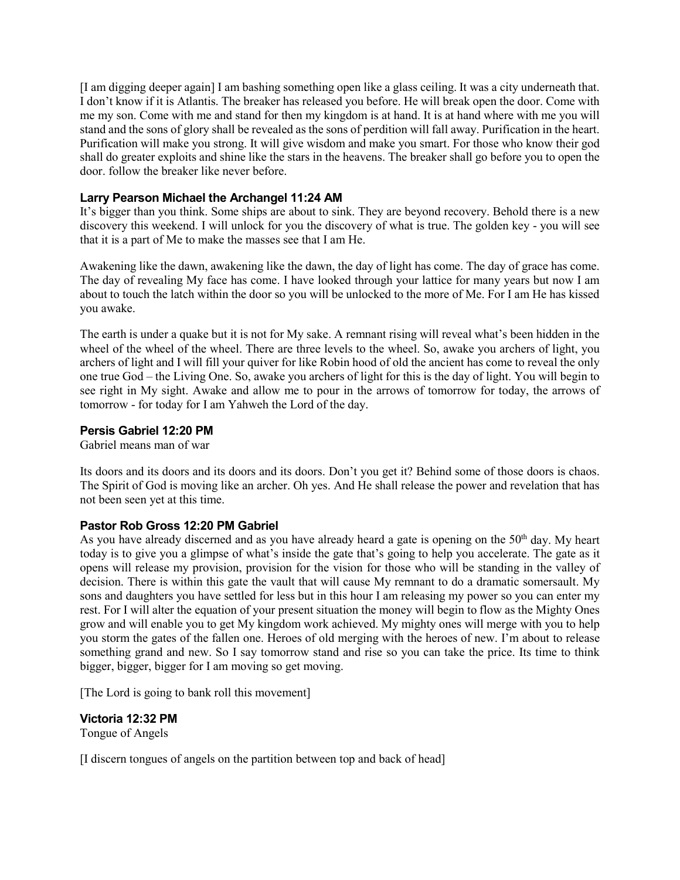[I am digging deeper again] I am bashing something open like a glass ceiling. It was a city underneath that. I don't know if it is Atlantis. The breaker has released you before. He will break open the door. Come with me my son. Come with me and stand for then my kingdom is at hand. It is at hand where with me you will stand and the sons of glory shall be revealed as the sons of perdition will fall away. Purification in the heart. Purification will make you strong. It will give wisdom and make you smart. For those who know their god shall do greater exploits and shine like the stars in the heavens. The breaker shall go before you to open the door. follow the breaker like never before.

### Larry Pearson Michael the Archangel 11:24 AM

It's bigger than you think. Some ships are about to sink. They are beyond recovery. Behold there is a new discovery this weekend. I will unlock for you the discovery of what is true. The golden key - you will see that it is a part of Me to make the masses see that I am He.

Awakening like the dawn, awakening like the dawn, the day of light has come. The day of grace has come. The day of revealing My face has come. I have looked through your lattice for many years but now I am about to touch the latch within the door so you will be unlocked to the more of Me. For I am He has kissed you awake.

The earth is under a quake but it is not for My sake. A remnant rising will reveal what's been hidden in the wheel of the wheel of the wheel. There are three levels to the wheel. So, awake you archers of light, you archers of light and I will fill your quiver for like Robin hood of old the ancient has come to reveal the only one true God – the Living One. So, awake you archers of light for this is the day of light. You will begin to see right in My sight. Awake and allow me to pour in the arrows of tomorrow for today, the arrows of tomorrow - for today for I am Yahweh the Lord of the day.

### Persis Gabriel 12:20 PM

Gabriel means man of war

Its doors and its doors and its doors and its doors. Don't you get it? Behind some of those doors is chaos. The Spirit of God is moving like an archer. Oh yes. And He shall release the power and revelation that has not been seen yet at this time.

### Pastor Rob Gross 12:20 PM Gabriel

As you have already discerned and as you have already heard a gate is opening on the 50th day. My heart today is to give you a glimpse of what's inside the gate that's going to help you accelerate. The gate as it opens will release my provision, provision for the vision for those who will be standing in the valley of decision. There is within this gate the vault that will cause My remnant to do a dramatic somersault. My sons and daughters you have settled for less but in this hour I am releasing my power so you can enter my rest. For I will alter the equation of your present situation the money will begin to flow as the Mighty Ones grow and will enable you to get My kingdom work achieved. My mighty ones will merge with you to help you storm the gates of the fallen one. Heroes of old merging with the heroes of new. I'm about to release something grand and new. So I say tomorrow stand and rise so you can take the price. Its time to think bigger, bigger, bigger for I am moving so get moving.

[The Lord is going to bank roll this movement]

### Victoria 12:32 PM

Tongue of Angels

[I discern tongues of angels on the partition between top and back of head]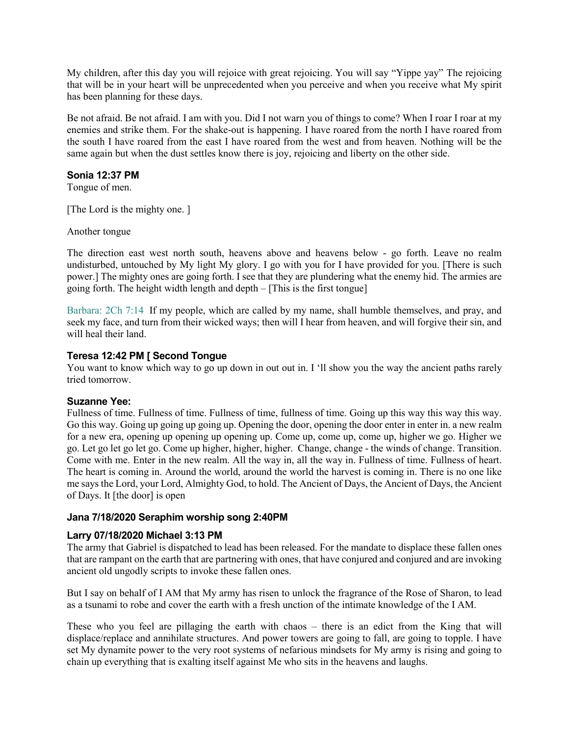My children, after this day you will rejoice with great rejoicing. You will say "Yippe yay" The rejoicing that will be in your heart will be unprecedented when you perceive and when you receive what My spirit has been planning for these days.

Be not afraid. Be not afraid. I am with you. Did I not warn you of things to come? When I roar I roar at my enemies and strike them. For the shake-out is happening. I have roared from the north I have roared from the south I have roared from the east I have roared from the west and from heaven. Nothing will be the same again but when the dust settles know there is joy, rejoicing and liberty on the other side.

### Sonia 12:37 PM

Tongue of men.

[The Lord is the mighty one. ]

Another tongue

The direction east west north south, heavens above and heavens below - go forth. Leave no realm undisturbed, untouched by My light My glory. I go with you for I have provided for you. [There is such power.] The mighty ones are going forth. I see that they are plundering what the enemy hid. The armies are going forth. The height width length and depth – [This is the first tongue]

Barbara: 2Ch 7:14 If my people, which are called by my name, shall humble themselves, and pray, and seek my face, and turn from their wicked ways; then will I hear from heaven, and will forgive their sin, and will heal their land.

### Teresa 12:42 PM [ Second Tongue

You want to know which way to go up down in out out in. I 'll show you the way the ancient paths rarely tried tomorrow.

### Suzanne Yee:

Fullness of time. Fullness of time. Fullness of time, fullness of time. Going up this way this way this way. Go this way. Going up going up going up. Opening the door, opening the door enter in enter in. a new realm for a new era, opening up opening up opening up. Come up, come up, come up, higher we go. Higher we go. Let go let go let go. Come up higher, higher, higher. Change, change - the winds of change. Transition. Come with me. Enter in the new realm. All the way in, all the way in. Fullness of time. Fullness of heart. The heart is coming in. Around the world, around the world the harvest is coming in. There is no one like me says the Lord, your Lord, Almighty God, to hold. The Ancient of Days, the Ancient of Days, the Ancient of Days. It [the door] is open

### Jana 7/18/2020 Seraphim worship song 2:40PM

### Larry 07/18/2020 Michael 3:13 PM

The army that Gabriel is dispatched to lead has been released. For the mandate to displace these fallen ones that are rampant on the earth that are partnering with ones, that have conjured and conjured and are invoking ancient old ungodly scripts to invoke these fallen ones.

But I say on behalf of I AM that My army has risen to unlock the fragrance of the Rose of Sharon, to lead as a tsunami to robe and cover the earth with a fresh unction of the intimate knowledge of the I AM.

These who you feel are pillaging the earth with chaos – there is an edict from the King that will displace/replace and annihilate structures. And power towers are going to fall, are going to topple. I have set My dynamite power to the very root systems of nefarious mindsets for My army is rising and going to chain up everything that is exalting itself against Me who sits in the heavens and laughs.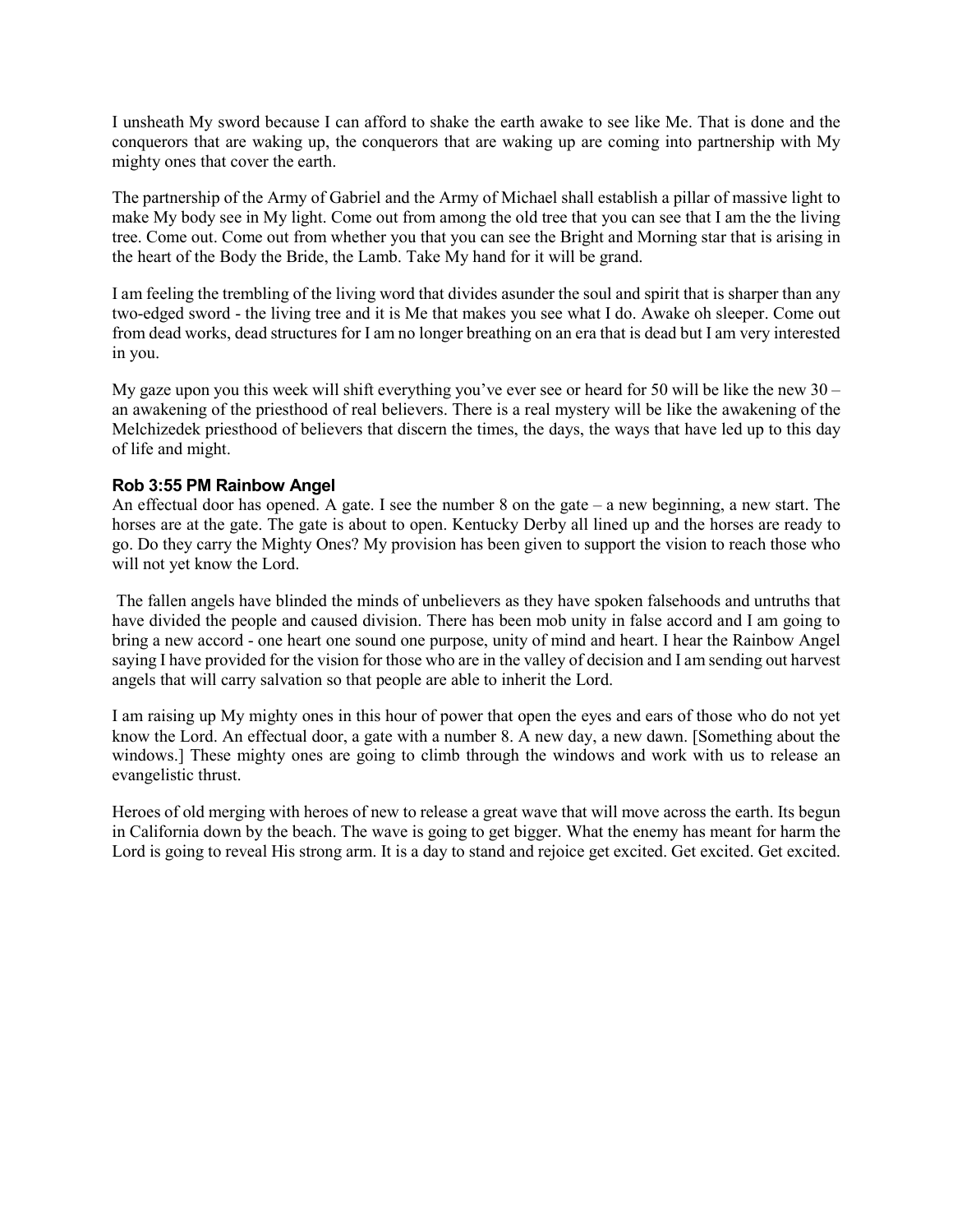I unsheath My sword because I can afford to shake the earth awake to see like Me. That is done and the conquerors that are waking up, the conquerors that are waking up are coming into partnership with My mighty ones that cover the earth.

The partnership of the Army of Gabriel and the Army of Michael shall establish a pillar of massive light to make My body see in My light. Come out from among the old tree that you can see that I am the the living tree. Come out. Come out from whether you that you can see the Bright and Morning star that is arising in the heart of the Body the Bride, the Lamb. Take My hand for it will be grand.

I am feeling the trembling of the living word that divides asunder the soul and spirit that is sharper than any two-edged sword - the living tree and it is Me that makes you see what I do. Awake oh sleeper. Come out from dead works, dead structures for I am no longer breathing on an era that is dead but I am very interested in you.

My gaze upon you this week will shift everything you've ever see or heard for 50 will be like the new 30 – an awakening of the priesthood of real believers. There is a real mystery will be like the awakening of the Melchizedek priesthood of believers that discern the times, the days, the ways that have led up to this day of life and might.

### Rob 3:55 PM Rainbow Angel

An effectual door has opened. A gate. I see the number 8 on the gate – a new beginning, a new start. The horses are at the gate. The gate is about to open. Kentucky Derby all lined up and the horses are ready to go. Do they carry the Mighty Ones? My provision has been given to support the vision to reach those who will not yet know the Lord.

The fallen angels have blinded the minds of unbelievers as they have spoken falsehoods and untruths that have divided the people and caused division. There has been mob unity in false accord and I am going to bring a new accord - one heart one sound one purpose, unity of mind and heart. I hear the Rainbow Angel saying I have provided for the vision for those who are in the valley of decision and I am sending out harvest angels that will carry salvation so that people are able to inherit the Lord.

I am raising up My mighty ones in this hour of power that open the eyes and ears of those who do not yet know the Lord. An effectual door, a gate with a number 8. A new day, a new dawn. [Something about the windows.] These mighty ones are going to climb through the windows and work with us to release an evangelistic thrust.

Heroes of old merging with heroes of new to release a great wave that will move across the earth. Its begun in California down by the beach. The wave is going to get bigger. What the enemy has meant for harm the Lord is going to reveal His strong arm. It is a day to stand and rejoice get excited. Get excited. Get excited.